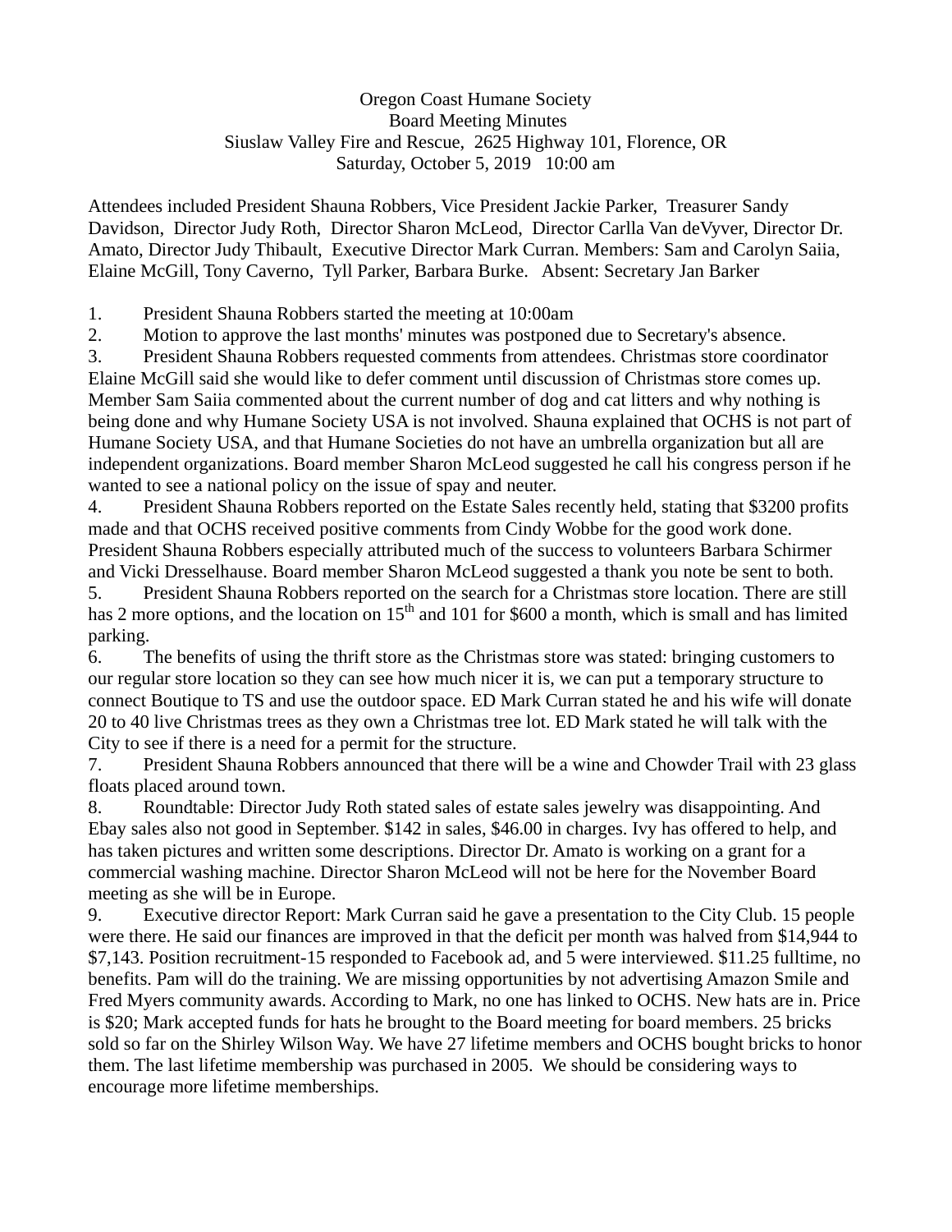Oregon Coast Humane Society
Board Meeting Minutes
Siuslaw Valley Fire and Rescue, 2625 Highway 101, Florence, OR
Saturday, October 5, 2019 10:00 am

Attendees included President Shauna Robbers, Vice President Jackie Parker, Treasurer Sandy Davidson, Director Judy Roth, Director Sharon McLeod, Director Carlla Van deVyver, Director Dr. Amato, Director Judy Thibault, Executive Director Mark Curran. Members: Sam and Carolyn Saiia, Elaine McGill, Tony Caverno, Tyll Parker, Barbara Burke. Absent: Secretary Jan Barker

1. President Shauna Robbers started the meeting at 10:00am
2. Motion to approve the last months' minutes was postponed due to Secretary's absence.
3. President Shauna Robbers requested comments from attendees. Christmas store coordinator Elaine McGill said she would like to defer comment until discussion of Christmas store comes up. Member Sam Saiia commented about the current number of dog and cat litters and why nothing is being done and why Humane Society USA is not involved. Shauna explained that OCHS is not part of Humane Society USA, and that Humane Societies do not have an umbrella organization but all are independent organizations. Board member Sharon McLeod suggested he call his congress person if he wanted to see a national policy on the issue of spay and neuter.
4. President Shauna Robbers reported on the Estate Sales recently held, stating that $3200 profits made and that OCHS received positive comments from Cindy Wobbe for the good work done. President Shauna Robbers especially attributed much of the success to volunteers Barbara Schirmer and Vicki Dresselhause. Board member Sharon McLeod suggested a thank you note be sent to both.
5. President Shauna Robbers reported on the search for a Christmas store location. There are still has 2 more options, and the location on 15th and 101 for $600 a month, which is small and has limited parking.
6. The benefits of using the thrift store as the Christmas store was stated: bringing customers to our regular store location so they can see how much nicer it is, we can put a temporary structure to connect Boutique to TS and use the outdoor space. ED Mark Curran stated he and his wife will donate 20 to 40 live Christmas trees as they own a Christmas tree lot. ED Mark stated he will talk with the City to see if there is a need for a permit for the structure.
7. President Shauna Robbers announced that there will be a wine and Chowder Trail with 23 glass floats placed around town.
8. Roundtable: Director Judy Roth stated sales of estate sales jewelry was disappointing. And Ebay sales also not good in September. $142 in sales, $46.00 in charges. Ivy has offered to help, and has taken pictures and written some descriptions. Director Dr. Amato is working on a grant for a commercial washing machine. Director Sharon McLeod will not be here for the November Board meeting as she will be in Europe.
9. Executive director Report: Mark Curran said he gave a presentation to the City Club. 15 people were there. He said our finances are improved in that the deficit per month was halved from $14,944 to $7,143. Position recruitment-15 responded to Facebook ad, and 5 were interviewed. $11.25 fulltime, no benefits. Pam will do the training. We are missing opportunities by not advertising Amazon Smile and Fred Myers community awards. According to Mark, no one has linked to OCHS. New hats are in. Price is $20; Mark accepted funds for hats he brought to the Board meeting for board members. 25 bricks sold so far on the Shirley Wilson Way. We have 27 lifetime members and OCHS bought bricks to honor them. The last lifetime membership was purchased in 2005. We should be considering ways to encourage more lifetime memberships.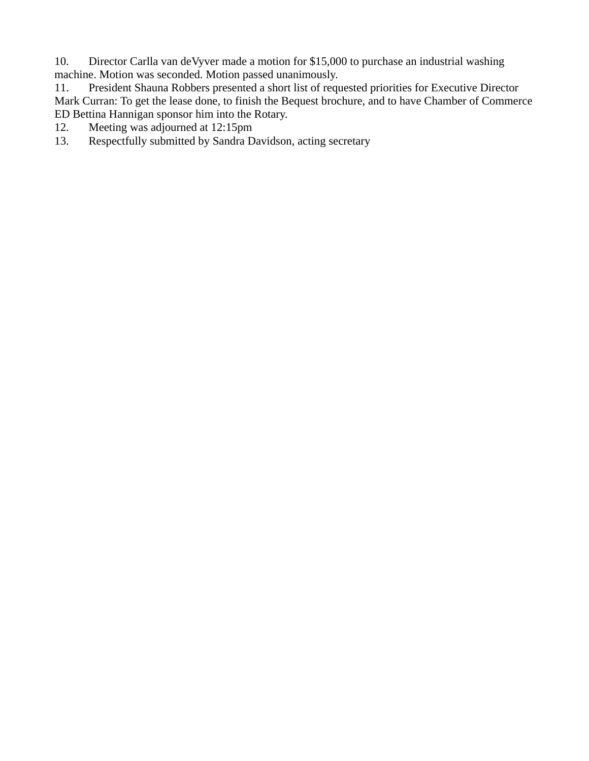10. Director Carlla van deVyver made a motion for $15,000 to purchase an industrial washing machine. Motion was seconded. Motion passed unanimously.
11. President Shauna Robbers presented a short list of requested priorities for Executive Director Mark Curran: To get the lease done, to finish the Bequest brochure, and to have Chamber of Commerce ED Bettina Hannigan sponsor him into the Rotary.
12. Meeting was adjourned at 12:15pm
13. Respectfully submitted by Sandra Davidson, acting secretary